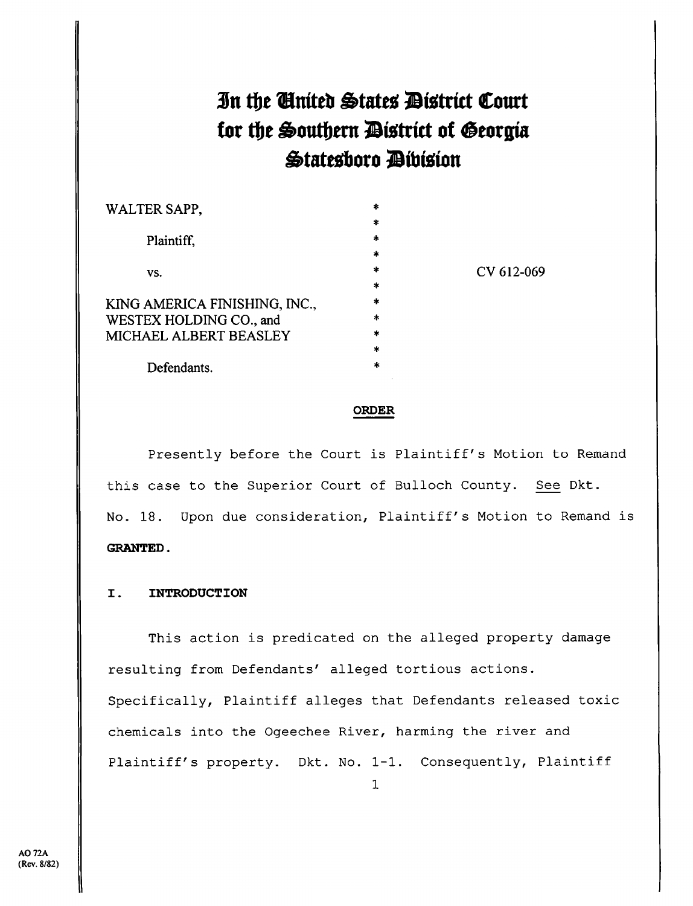# In the United States District Court for the Southern District of Georgia Statesboro Division

| | | |
|---|---|---|
| WALTER SAPP, | * | |
| | * | |
| Plaintiff, | * | |
| | * | |
| vs. | * | CV 612-069 |
| | * | |
| KING AMERICA FINISHING, INC., | * | |
| WESTEX HOLDING CO., and | * | |
| MICHAEL ALBERT BEASLEY | * | |
| | * | |
| Defendants. | * | |

**ORDER**

Presently before the Court is Plaintiff's Motion to Remand this case to the Superior Court of Bulloch County. See Dkt. No. 18. Upon due consideration, Plaintiff's Motion to Remand is **GRANTED.**

## I. INTRODUCTION

This action is predicated on the alleged property damage resulting from Defendants' alleged tortious actions. Specifically, Plaintiff alleges that Defendants released toxic chemicals into the Ogeechee River, harming the river and Plaintiff's property. Dkt. No. 1-1. Consequently, Plaintiff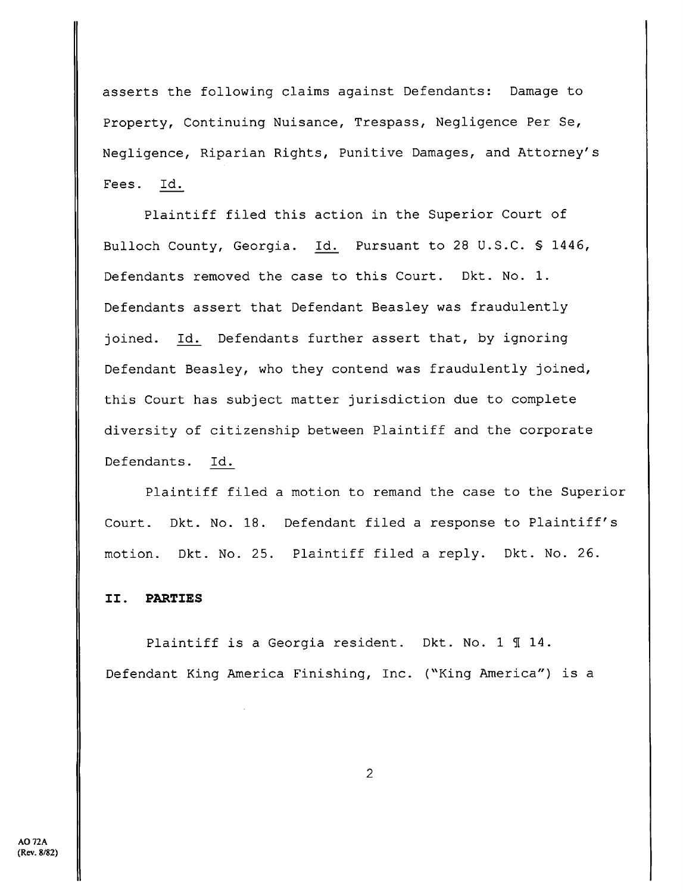asserts the following claims against Defendants: Damage to Property, Continuing Nuisance, Trespass, Negligence Per Se, Negligence, Riparian Rights, Punitive Damages, and Attorney's Fees. Id.

Plaintiff filed this action in the Superior Court of Bulloch County, Georgia. Id. Pursuant to 28 U.S.C. § 1446, Defendants removed the case to this Court. Dkt. No. 1. Defendants assert that Defendant Beasley was fraudulently joined. Id. Defendants further assert that, by ignoring Defendant Beasley, who they contend was fraudulently joined, this Court has subject matter jurisdiction due to complete diversity of citizenship between Plaintiff and the corporate Defendants. Id.

Plaintiff filed a motion to remand the case to the Superior Court. Dkt. No. 18. Defendant filed a response to Plaintiff's motion. Dkt. No. 25. Plaintiff filed a reply. Dkt. No. 26.

## II. PARTIES

Plaintiff is a Georgia resident. Dkt. No. 1 ¶ 14. Defendant King America Finishing, Inc. ("King America") is a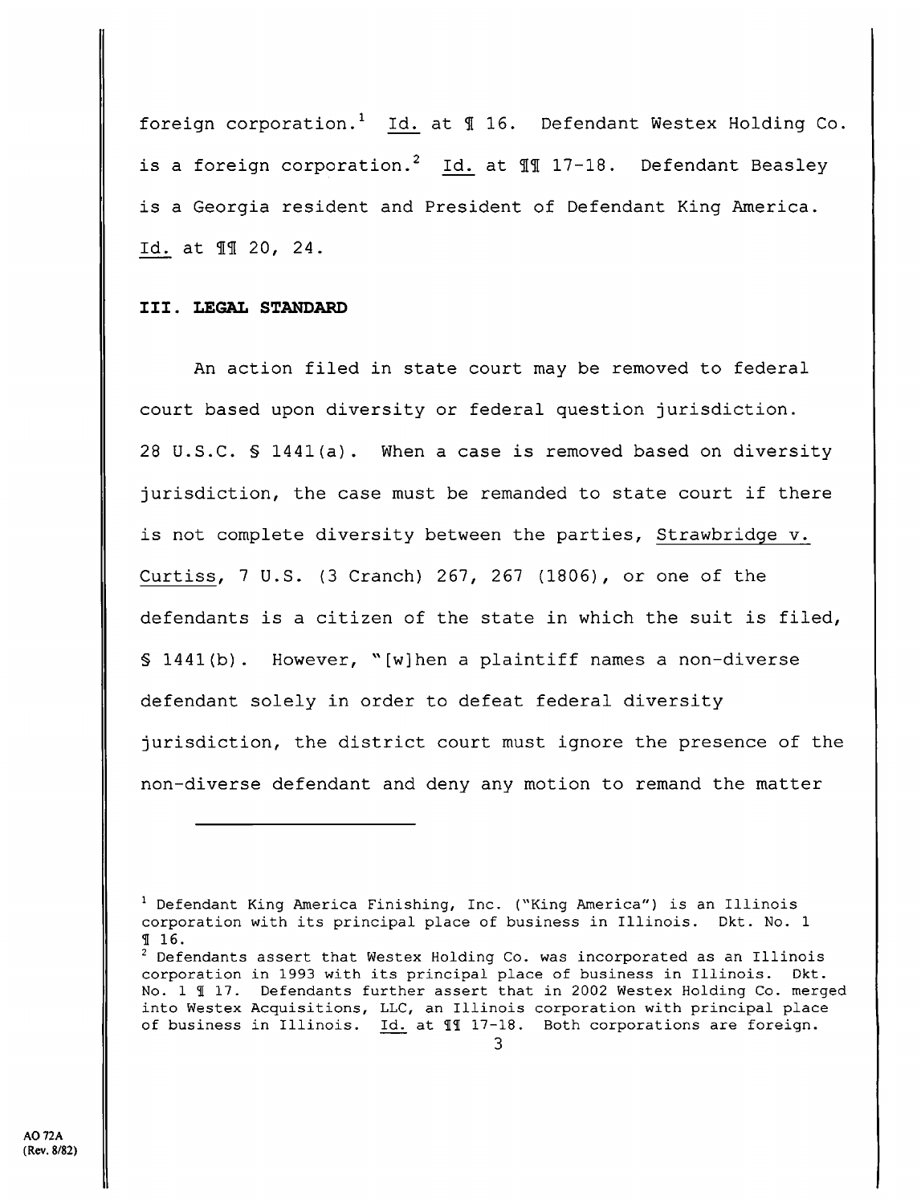foreign corporation.[1] Id. at ¶ 16. Defendant Westex Holding Co. is a foreign corporation.[2] Id. at ¶¶ 17-18. Defendant Beasley is a Georgia resident and President of Defendant King America. Id. at ¶¶ 20, 24.

### III. LEGAL STANDARD

An action filed in state court may be removed to federal court based upon diversity or federal question jurisdiction. 28 U.S.C. § 1441(a). When a case is removed based on diversity jurisdiction, the case must be remanded to state court if there is not complete diversity between the parties, Strawbridge v. Curtiss, 7 U.S. (3 Cranch) 267, 267 (1806), or one of the defendants is a citizen of the state in which the suit is filed, § 1441(b). However, "[w]hen a plaintiff names a non-diverse defendant solely in order to defeat federal diversity jurisdiction, the district court must ignore the presence of the non-diverse defendant and deny any motion to remand the matter

---

[1] Defendant King America Finishing, Inc. ("King America") is an Illinois corporation with its principal place of business in Illinois. Dkt. No. 1 ¶ 16.

[2] Defendants assert that Westex Holding Co. was incorporated as an Illinois corporation in 1993 with its principal place of business in Illinois. Dkt. No. 1 ¶ 17. Defendants further assert that in 2002 Westex Holding Co. merged into Westex Acquisitions, LLC, an Illinois corporation with principal place of business in Illinois. Id. at ¶¶ 17-18. Both corporations are foreign.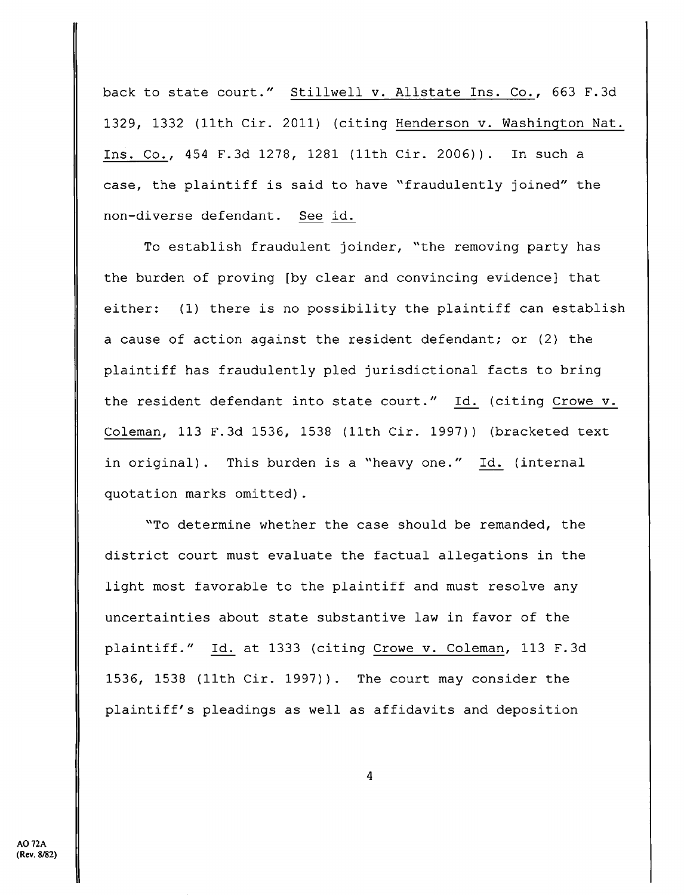back to state court." Stillwell v. Allstate Ins. Co., 663 F.3d 1329, 1332 (11th Cir. 2011) (citing Henderson v. Washington Nat. Ins. Co., 454 F.3d 1278, 1281 (11th Cir. 2006)). In such a case, the plaintiff is said to have "fraudulently joined" the non-diverse defendant. See id.

To establish fraudulent joinder, "the removing party has the burden of proving [by clear and convincing evidence] that either: (1) there is no possibility the plaintiff can establish a cause of action against the resident defendant; or (2) the plaintiff has fraudulently pled jurisdictional facts to bring the resident defendant into state court." Id. (citing Crowe v. Coleman, 113 F.3d 1536, 1538 (11th Cir. 1997)) (bracketed text in original). This burden is a "heavy one." Id. (internal quotation marks omitted).

"To determine whether the case should be remanded, the district court must evaluate the factual allegations in the light most favorable to the plaintiff and must resolve any uncertainties about state substantive law in favor of the plaintiff." Id. at 1333 (citing Crowe v. Coleman, 113 F.3d 1536, 1538 (11th Cir. 1997)). The court may consider the plaintiff's pleadings as well as affidavits and deposition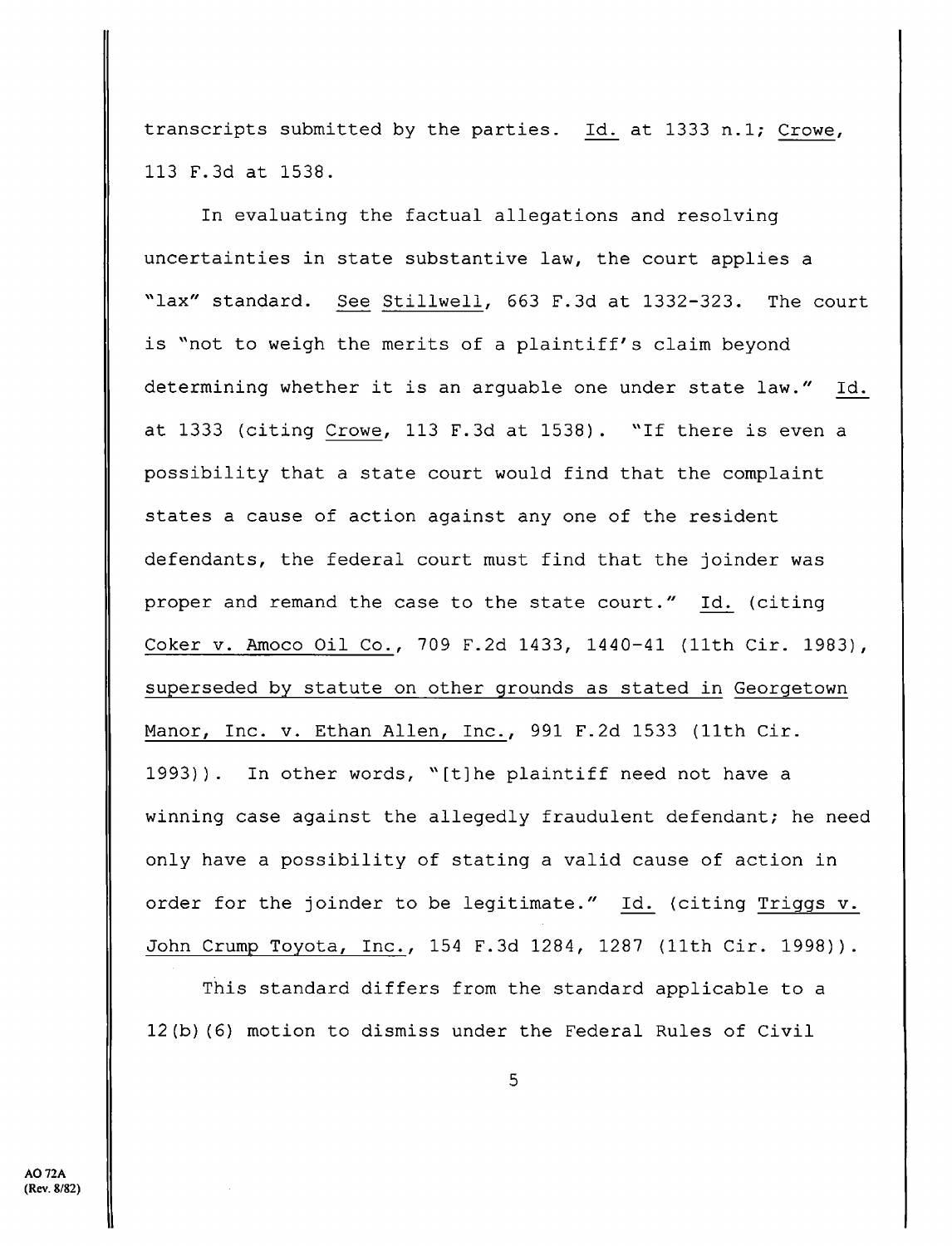transcripts submitted by the parties. Id. at 1333 n.1; Crowe, 113 F.3d at 1538.

In evaluating the factual allegations and resolving uncertainties in state substantive law, the court applies a "lax" standard. See Stillwell, 663 F.3d at 1332-323. The court is "not to weigh the merits of a plaintiff's claim beyond determining whether it is an arguable one under state law." Id. at 1333 (citing Crowe, 113 F.3d at 1538). "If there is even a possibility that a state court would find that the complaint states a cause of action against any one of the resident defendants, the federal court must find that the joinder was proper and remand the case to the state court." Id. (citing Coker v. Amoco Oil Co., 709 F.2d 1433, 1440-41 (11th Cir. 1983), superseded by statute on other grounds as stated in Georgetown Manor, Inc. v. Ethan Allen, Inc., 991 F.2d 1533 (11th Cir. 1993)). In other words, "[t]he plaintiff need not have a winning case against the allegedly fraudulent defendant; he need only have a possibility of stating a valid cause of action in order for the joinder to be legitimate." Id. (citing Triggs v. John Crump Toyota, Inc., 154 F.3d 1284, 1287 (11th Cir. 1998)).

This standard differs from the standard applicable to a 12(b)(6) motion to dismiss under the Federal Rules of Civil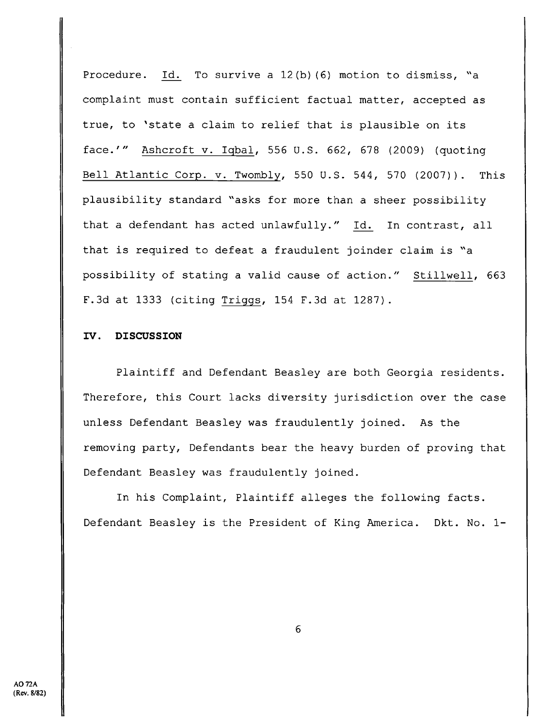Procedure. Id. To survive a 12(b)(6) motion to dismiss, "a complaint must contain sufficient factual matter, accepted as true, to 'state a claim to relief that is plausible on its face.'" Ashcroft v. Iqbal, 556 U.S. 662, 678 (2009) (quoting Bell Atlantic Corp. v. Twombly, 550 U.S. 544, 570 (2007)). This plausibility standard "asks for more than a sheer possibility that a defendant has acted unlawfully." Id. In contrast, all that is required to defeat a fraudulent joinder claim is "a possibility of stating a valid cause of action." Stillwell, 663 F.3d at 1333 (citing Triggs, 154 F.3d at 1287).

## IV. DISCUSSION

Plaintiff and Defendant Beasley are both Georgia residents. Therefore, this Court lacks diversity jurisdiction over the case unless Defendant Beasley was fraudulently joined. As the removing party, Defendants bear the heavy burden of proving that Defendant Beasley was fraudulently joined.

In his Complaint, Plaintiff alleges the following facts. Defendant Beasley is the President of King America. Dkt. No. 1-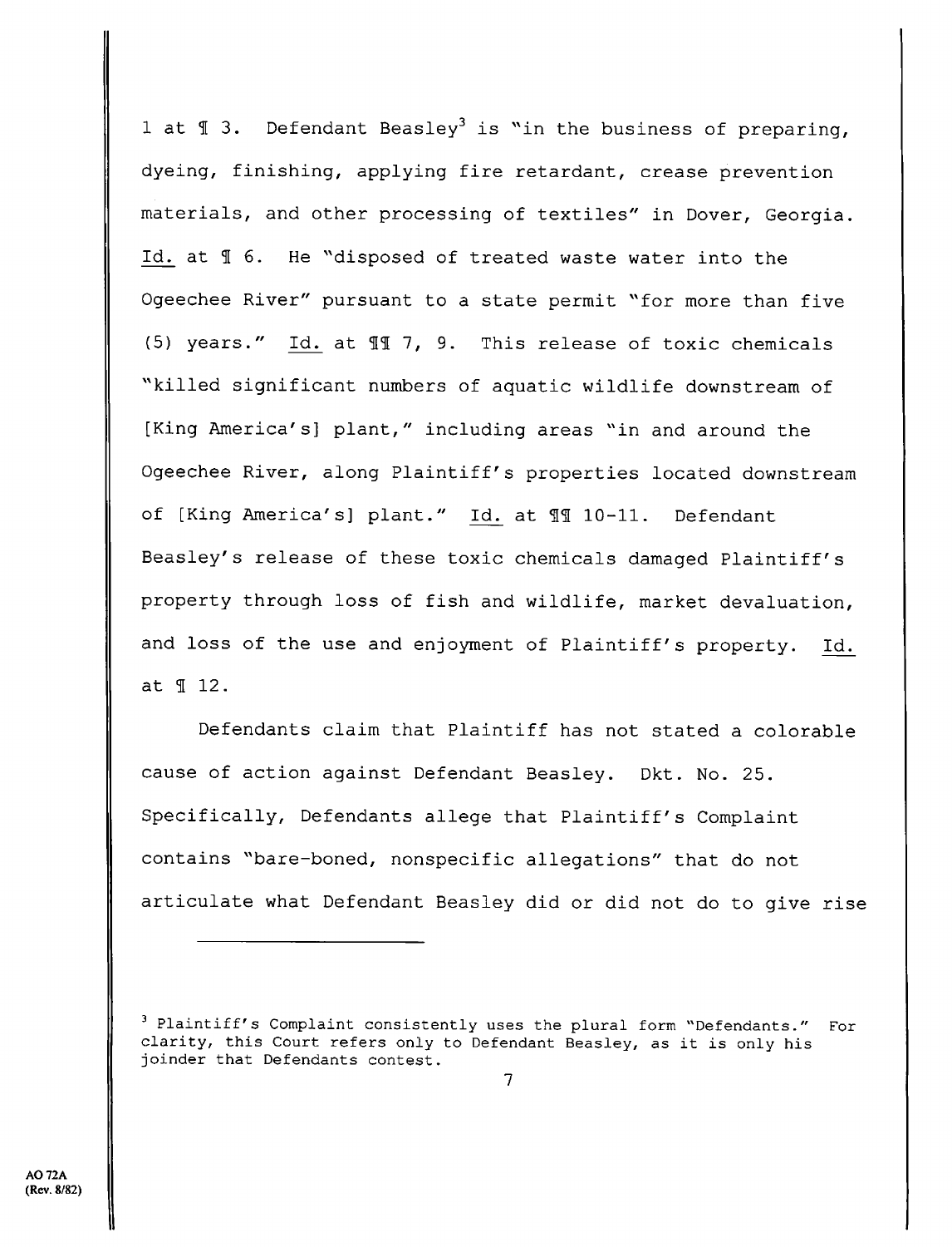1 at ¶ 3. Defendant Beasley[3] is "in the business of preparing, dyeing, finishing, applying fire retardant, crease prevention materials, and other processing of textiles" in Dover, Georgia. Id. at ¶ 6. He "disposed of treated waste water into the Ogeechee River" pursuant to a state permit "for more than five (5) years." Id. at ¶¶ 7, 9. This release of toxic chemicals "killed significant numbers of aquatic wildlife downstream of [King America's] plant," including areas "in and around the Ogeechee River, along Plaintiff's properties located downstream of [King America's] plant." Id. at ¶¶ 10-11. Defendant Beasley's release of these toxic chemicals damaged Plaintiff's property through loss of fish and wildlife, market devaluation, and loss of the use and enjoyment of Plaintiff's property. Id. at ¶ 12.

Defendants claim that Plaintiff has not stated a colorable cause of action against Defendant Beasley. Dkt. No. 25. Specifically, Defendants allege that Plaintiff's Complaint contains "bare-boned, nonspecific allegations" that do not articulate what Defendant Beasley did or did not do to give rise

---

[3] Plaintiff's Complaint consistently uses the plural form "Defendants." For clarity, this Court refers only to Defendant Beasley, as it is only his joinder that Defendants contest.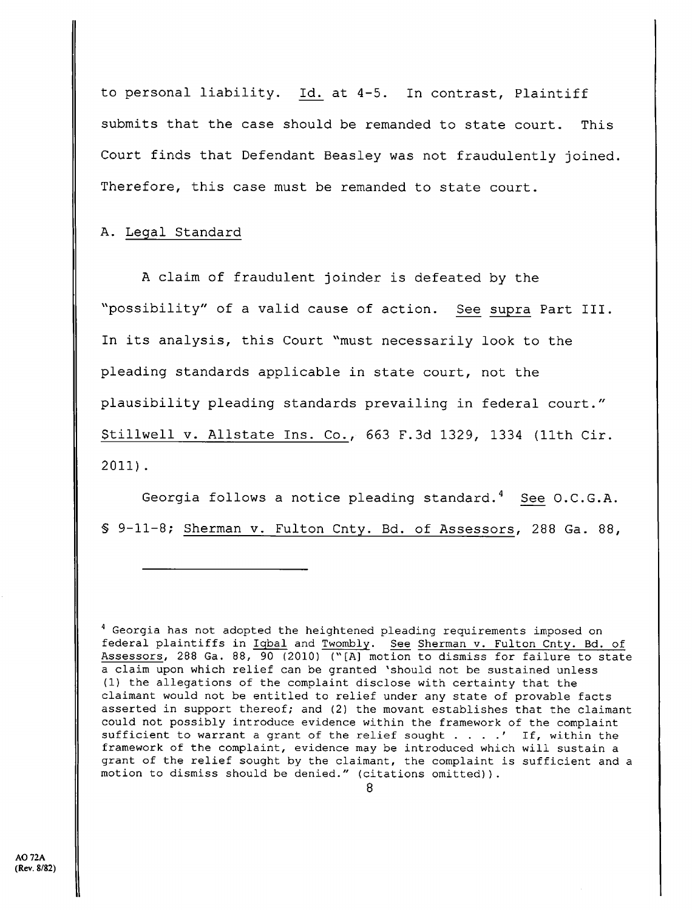to personal liability. Id. at 4-5. In contrast, Plaintiff submits that the case should be remanded to state court. This Court finds that Defendant Beasley was not fraudulently joined. Therefore, this case must be remanded to state court.

A. Legal Standard

A claim of fraudulent joinder is defeated by the "possibility" of a valid cause of action. See supra Part III. In its analysis, this Court "must necessarily look to the pleading standards applicable in state court, not the plausibility pleading standards prevailing in federal court." Stillwell v. Allstate Ins. Co., 663 F.3d 1329, 1334 (11th Cir. 2011).

Georgia follows a notice pleading standard.[4] See O.C.G.A. § 9-11-8; Sherman v. Fulton Cnty. Bd. of Assessors, 288 Ga. 88,

---

[4] Georgia has not adopted the heightened pleading requirements imposed on federal plaintiffs in Iqbal and Twombly. See Sherman v. Fulton Cnty. Bd. of Assessors, 288 Ga. 88, 90 (2010) ("[A] motion to dismiss for failure to state a claim upon which relief can be granted 'should not be sustained unless (1) the allegations of the complaint disclose with certainty that the claimant would not be entitled to relief under any state of provable facts asserted in support thereof; and (2) the movant establishes that the claimant could not possibly introduce evidence within the framework of the complaint sufficient to warrant a grant of the relief sought . . . .' If, within the framework of the complaint, evidence may be introduced which will sustain a grant of the relief sought by the claimant, the complaint is sufficient and a motion to dismiss should be denied." (citations omitted)).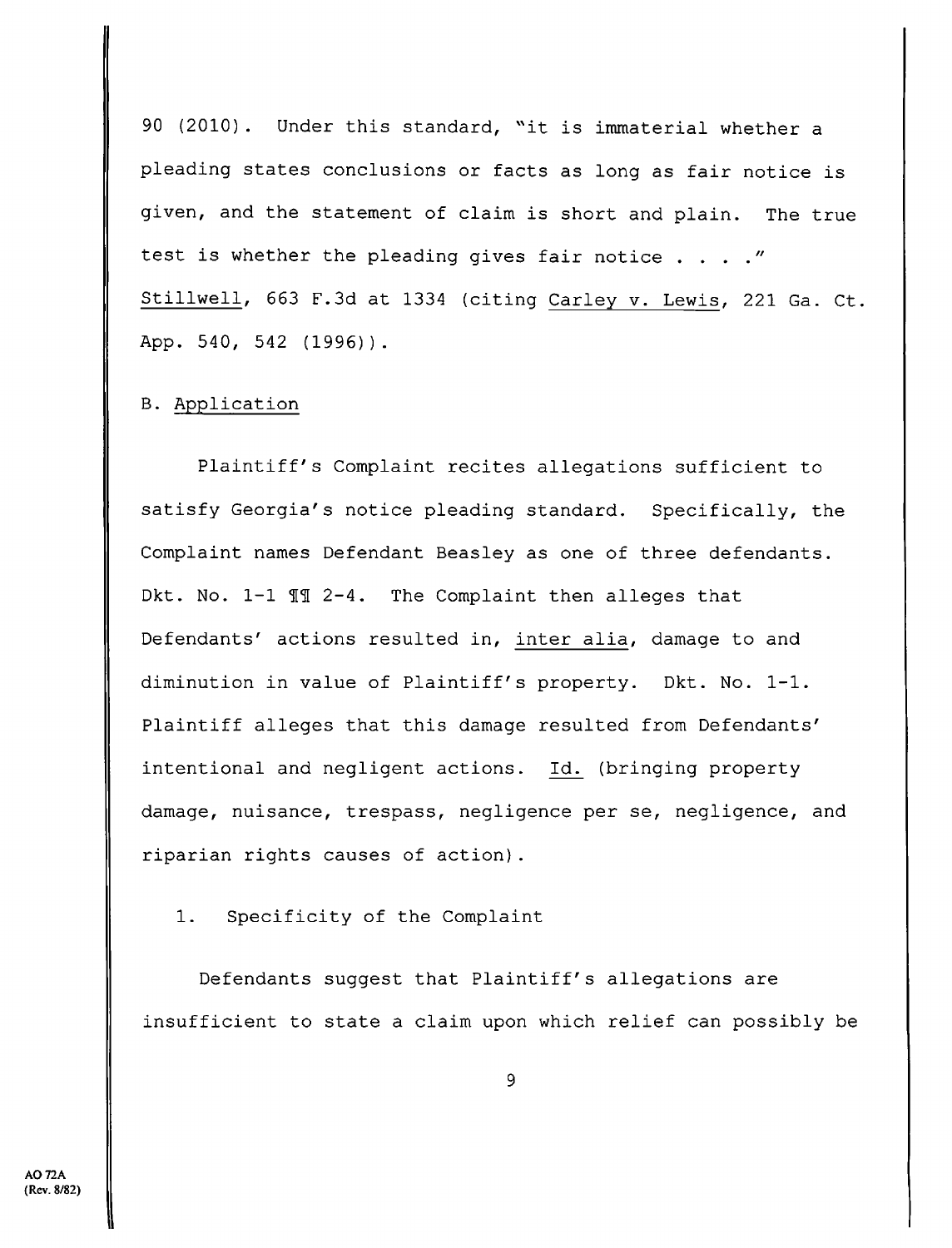90 (2010). Under this standard, "it is immaterial whether a pleading states conclusions or facts as long as fair notice is given, and the statement of claim is short and plain. The true test is whether the pleading gives fair notice . . . ." Stillwell, 663 F.3d at 1334 (citing Carley v. Lewis, 221 Ga. Ct. App. 540, 542 (1996)).

B. Application

Plaintiff's Complaint recites allegations sufficient to satisfy Georgia's notice pleading standard. Specifically, the Complaint names Defendant Beasley as one of three defendants. Dkt. No. 1-1 ¶¶ 2-4. The Complaint then alleges that Defendants' actions resulted in, inter alia, damage to and diminution in value of Plaintiff's property. Dkt. No. 1-1. Plaintiff alleges that this damage resulted from Defendants' intentional and negligent actions. Id. (bringing property damage, nuisance, trespass, negligence per se, negligence, and riparian rights causes of action).

1. Specificity of the Complaint

Defendants suggest that Plaintiff's allegations are insufficient to state a claim upon which relief can possibly be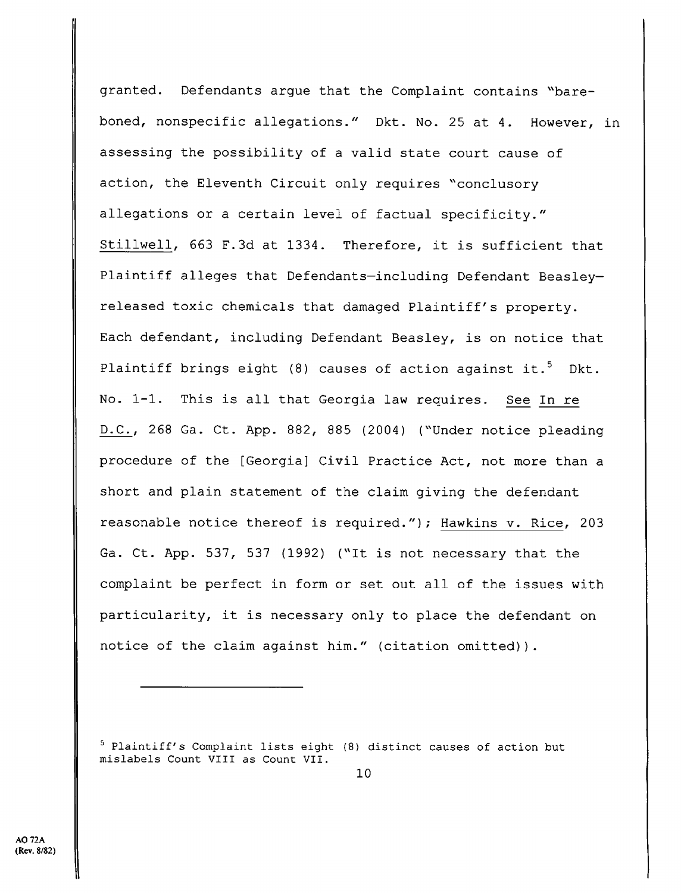granted. Defendants argue that the Complaint contains "bare-boned, nonspecific allegations." Dkt. No. 25 at 4. However, in assessing the possibility of a valid state court cause of action, the Eleventh Circuit only requires "conclusory allegations or a certain level of factual specificity." Stillwell, 663 F.3d at 1334. Therefore, it is sufficient that Plaintiff alleges that Defendants—including Defendant Beasley—released toxic chemicals that damaged Plaintiff's property. Each defendant, including Defendant Beasley, is on notice that Plaintiff brings eight (8) causes of action against it.[5] Dkt. No. 1-1. This is all that Georgia law requires. See In re D.C., 268 Ga. Ct. App. 882, 885 (2004) ("Under notice pleading procedure of the [Georgia] Civil Practice Act, not more than a short and plain statement of the claim giving the defendant reasonable notice thereof is required."); Hawkins v. Rice, 203 Ga. Ct. App. 537, 537 (1992) ("It is not necessary that the complaint be perfect in form or set out all of the issues with particularity, it is necessary only to place the defendant on notice of the claim against him." (citation omitted)).

---

[5] Plaintiff's Complaint lists eight (8) distinct causes of action but mislabels Count VIII as Count VII.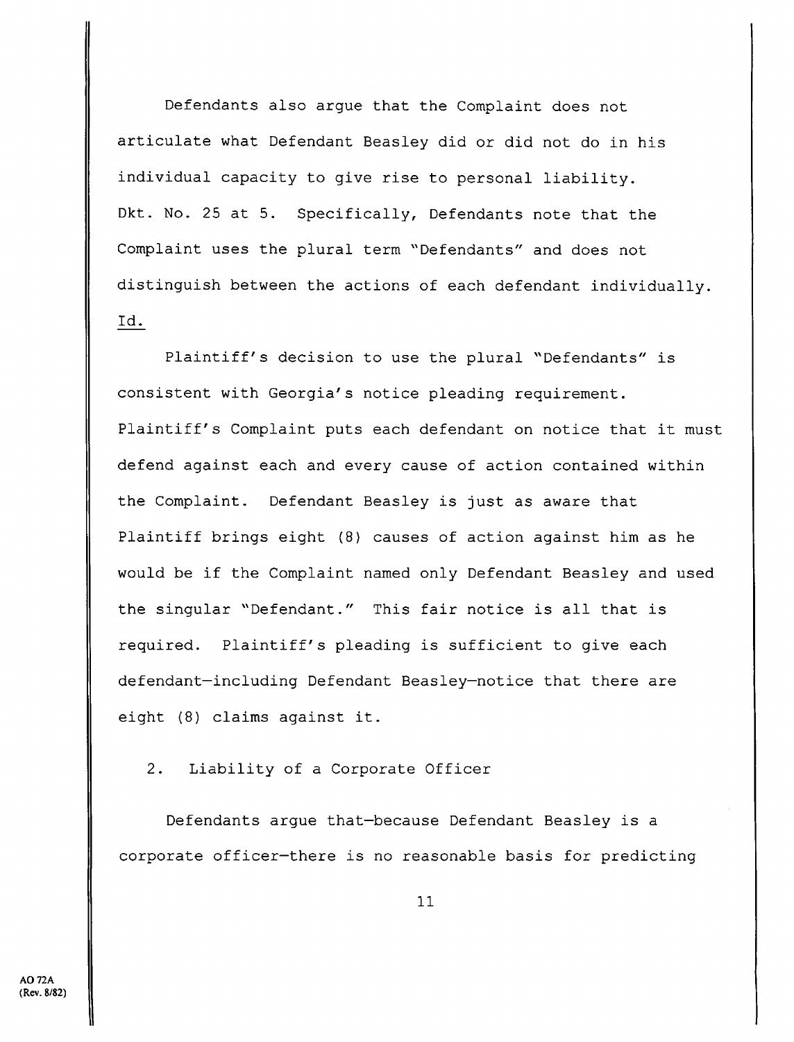Defendants also argue that the Complaint does not articulate what Defendant Beasley did or did not do in his individual capacity to give rise to personal liability. Dkt. No. 25 at 5. Specifically, Defendants note that the Complaint uses the plural term "Defendants" and does not distinguish between the actions of each defendant individually. Id.

Plaintiff's decision to use the plural "Defendants" is consistent with Georgia's notice pleading requirement. Plaintiff's Complaint puts each defendant on notice that it must defend against each and every cause of action contained within the Complaint. Defendant Beasley is just as aware that Plaintiff brings eight (8) causes of action against him as he would be if the Complaint named only Defendant Beasley and used the singular "Defendant." This fair notice is all that is required. Plaintiff's pleading is sufficient to give each defendant—including Defendant Beasley—notice that there are eight (8) claims against it.

2. Liability of a Corporate Officer

Defendants argue that—because Defendant Beasley is a corporate officer—there is no reasonable basis for predicting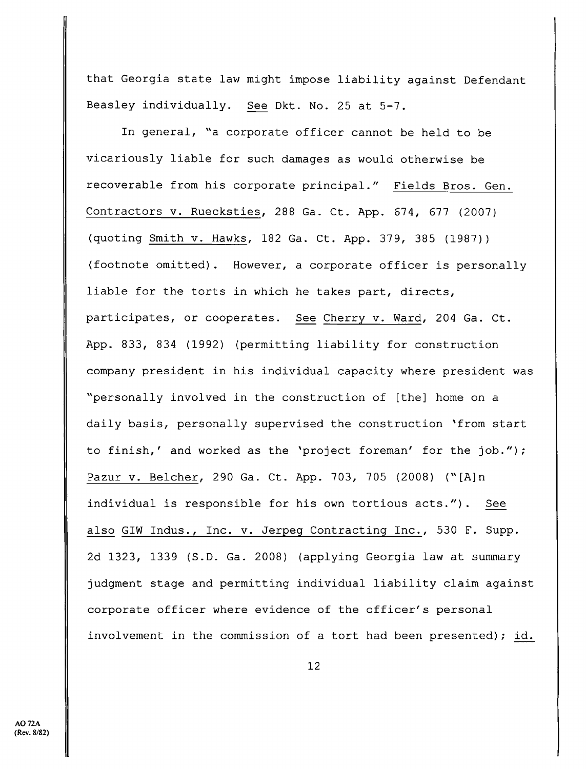that Georgia state law might impose liability against Defendant Beasley individually. See Dkt. No. 25 at 5-7.

In general, "a corporate officer cannot be held to be vicariously liable for such damages as would otherwise be recoverable from his corporate principal." Fields Bros. Gen. Contractors v. Ruecksties, 288 Ga. Ct. App. 674, 677 (2007) (quoting Smith v. Hawks, 182 Ga. Ct. App. 379, 385 (1987)) (footnote omitted). However, a corporate officer is personally liable for the torts in which he takes part, directs, participates, or cooperates. See Cherry v. Ward, 204 Ga. Ct. App. 833, 834 (1992) (permitting liability for construction company president in his individual capacity where president was "personally involved in the construction of [the] home on a daily basis, personally supervised the construction 'from start to finish,' and worked as the 'project foreman' for the job."); Pazur v. Belcher, 290 Ga. Ct. App. 703, 705 (2008) ("[A]n individual is responsible for his own tortious acts."). See also GIW Indus., Inc. v. Jerpeg Contracting Inc., 530 F. Supp. 2d 1323, 1339 (S.D. Ga. 2008) (applying Georgia law at summary judgment stage and permitting individual liability claim against corporate officer where evidence of the officer's personal involvement in the commission of a tort had been presented); id.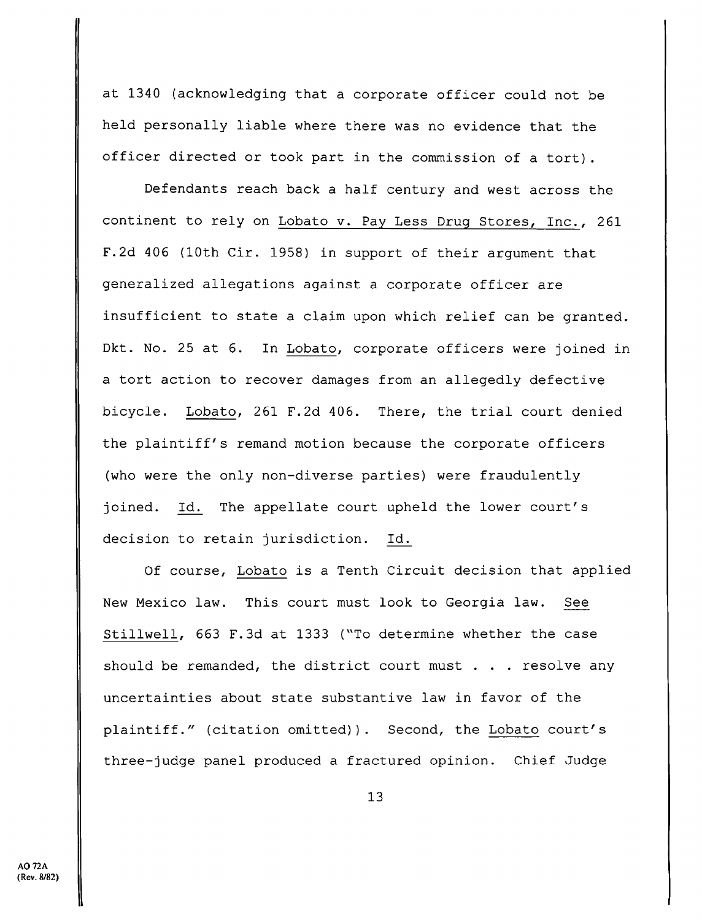at 1340 (acknowledging that a corporate officer could not be held personally liable where there was no evidence that the officer directed or took part in the commission of a tort).

Defendants reach back a half century and west across the continent to rely on Lobato v. Pay Less Drug Stores, Inc., 261 F.2d 406 (10th Cir. 1958) in support of their argument that generalized allegations against a corporate officer are insufficient to state a claim upon which relief can be granted. Dkt. No. 25 at 6. In Lobato, corporate officers were joined in a tort action to recover damages from an allegedly defective bicycle. Lobato, 261 F.2d 406. There, the trial court denied the plaintiff's remand motion because the corporate officers (who were the only non-diverse parties) were fraudulently joined. Id. The appellate court upheld the lower court's decision to retain jurisdiction. Id.

Of course, Lobato is a Tenth Circuit decision that applied New Mexico law. This court must look to Georgia law. See Stillwell, 663 F.3d at 1333 ("To determine whether the case should be remanded, the district court must . . . resolve any uncertainties about state substantive law in favor of the plaintiff." (citation omitted)). Second, the Lobato court's three-judge panel produced a fractured opinion. Chief Judge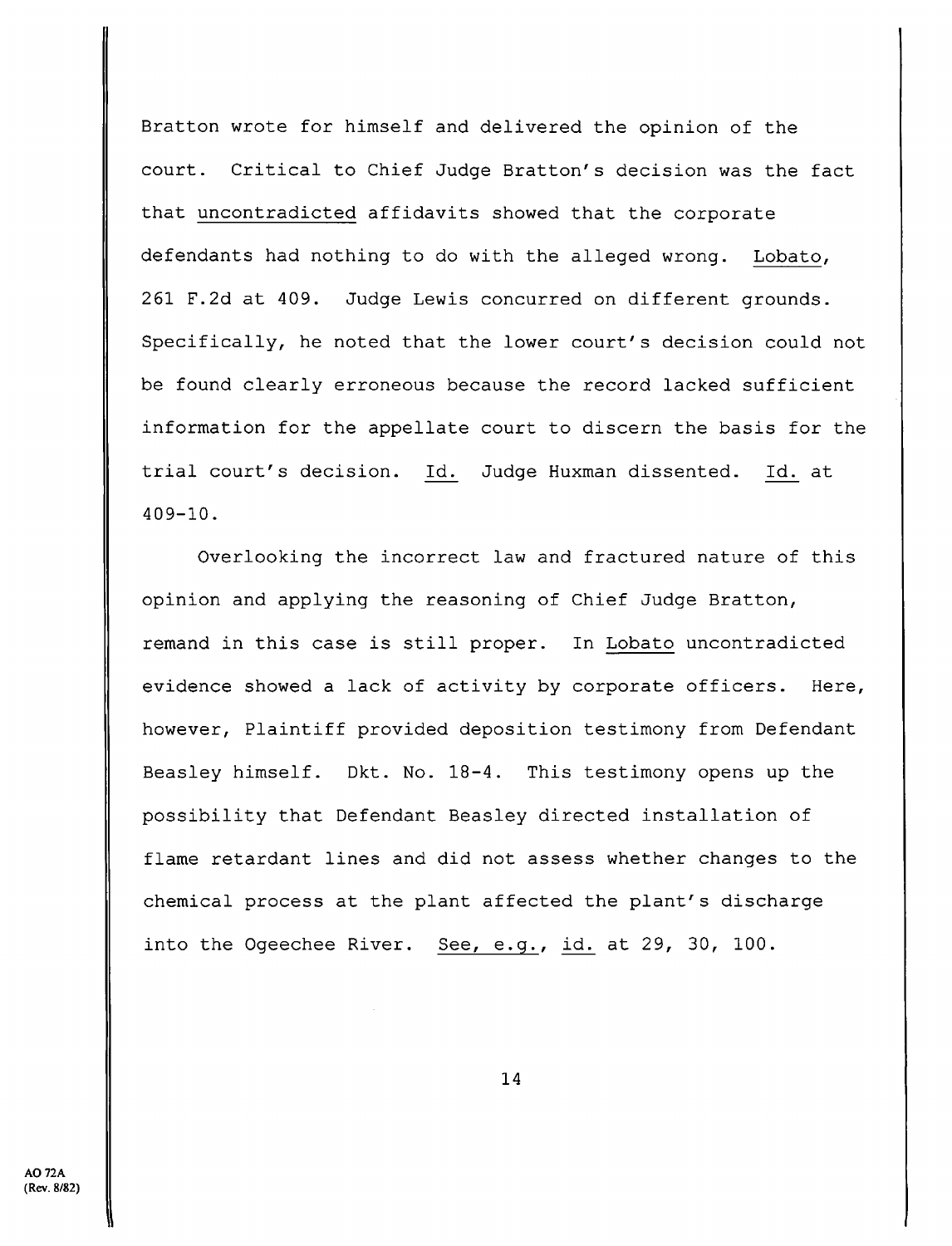Bratton wrote for himself and delivered the opinion of the court. Critical to Chief Judge Bratton's decision was the fact that uncontradicted affidavits showed that the corporate defendants had nothing to do with the alleged wrong. Lobato, 261 F.2d at 409. Judge Lewis concurred on different grounds. Specifically, he noted that the lower court's decision could not be found clearly erroneous because the record lacked sufficient information for the appellate court to discern the basis for the trial court's decision. Id. Judge Huxman dissented. Id. at 409-10.

Overlooking the incorrect law and fractured nature of this opinion and applying the reasoning of Chief Judge Bratton, remand in this case is still proper. In Lobato uncontradicted evidence showed a lack of activity by corporate officers. Here, however, Plaintiff provided deposition testimony from Defendant Beasley himself. Dkt. No. 18-4. This testimony opens up the possibility that Defendant Beasley directed installation of flame retardant lines and did not assess whether changes to the chemical process at the plant affected the plant's discharge into the Ogeechee River. See, e.g., id. at 29, 30, 100.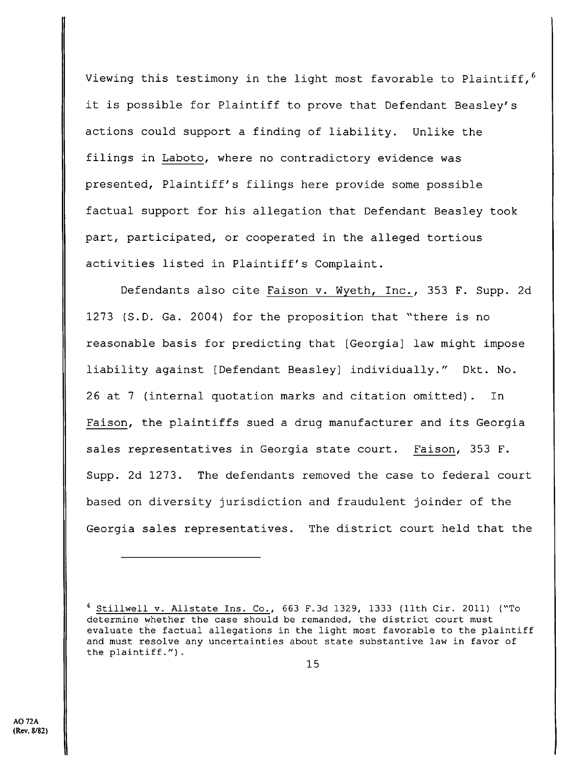Viewing this testimony in the light most favorable to Plaintiff,[6] it is possible for Plaintiff to prove that Defendant Beasley's actions could support a finding of liability. Unlike the filings in Laboto, where no contradictory evidence was presented, Plaintiff's filings here provide some possible factual support for his allegation that Defendant Beasley took part, participated, or cooperated in the alleged tortious activities listed in Plaintiff's Complaint.

Defendants also cite Faison v. Wyeth, Inc., 353 F. Supp. 2d 1273 (S.D. Ga. 2004) for the proposition that "there is no reasonable basis for predicting that [Georgia] law might impose liability against [Defendant Beasley] individually." Dkt. No. 26 at 7 (internal quotation marks and citation omitted). In Faison, the plaintiffs sued a drug manufacturer and its Georgia sales representatives in Georgia state court. Faison, 353 F. Supp. 2d 1273. The defendants removed the case to federal court based on diversity jurisdiction and fraudulent joinder of the Georgia sales representatives. The district court held that the

---

[6] Stillwell v. Allstate Ins. Co., 663 F.3d 1329, 1333 (11th Cir. 2011) ("To determine whether the case should be remanded, the district court must evaluate the factual allegations in the light most favorable to the plaintiff and must resolve any uncertainties about state substantive law in favor of the plaintiff.").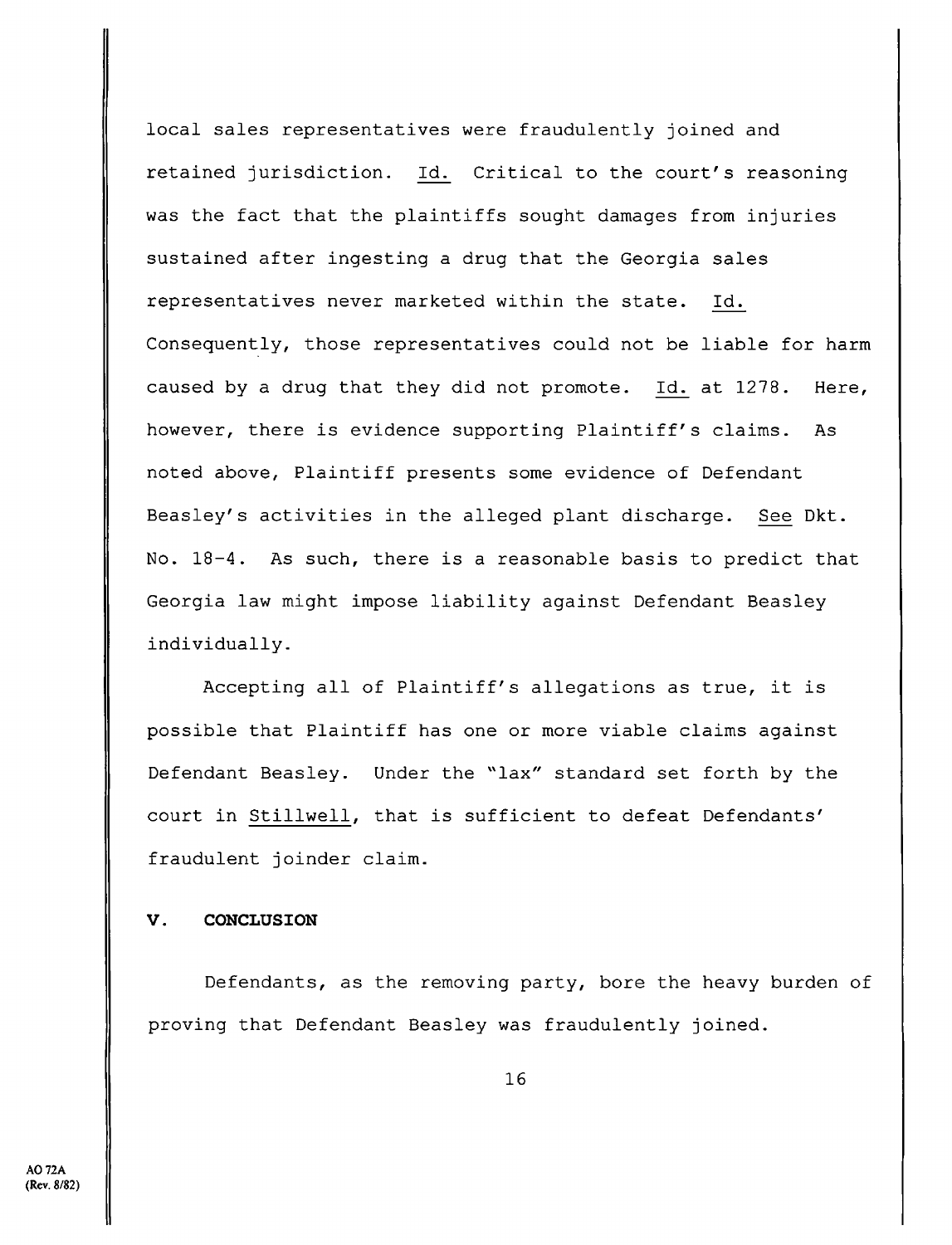local sales representatives were fraudulently joined and retained jurisdiction. Id. Critical to the court's reasoning was the fact that the plaintiffs sought damages from injuries sustained after ingesting a drug that the Georgia sales representatives never marketed within the state. Id. Consequently, those representatives could not be liable for harm caused by a drug that they did not promote. Id. at 1278. Here, however, there is evidence supporting Plaintiff's claims. As noted above, Plaintiff presents some evidence of Defendant Beasley's activities in the alleged plant discharge. See Dkt. No. 18-4. As such, there is a reasonable basis to predict that Georgia law might impose liability against Defendant Beasley individually.

Accepting all of Plaintiff's allegations as true, it is possible that Plaintiff has one or more viable claims against Defendant Beasley. Under the "lax" standard set forth by the court in Stillwell, that is sufficient to defeat Defendants' fraudulent joinder claim.

## V. CONCLUSION

Defendants, as the removing party, bore the heavy burden of proving that Defendant Beasley was fraudulently joined.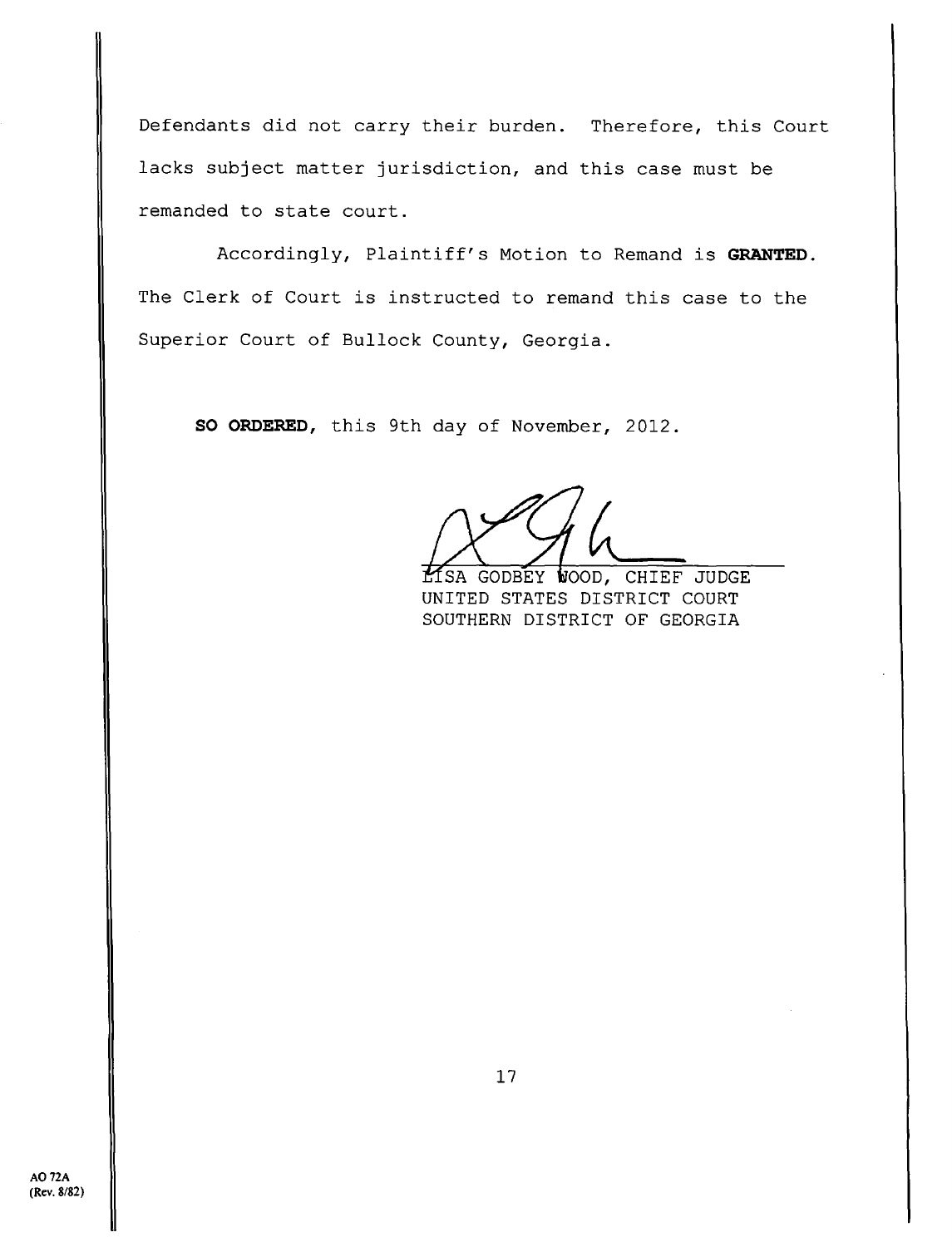Defendants did not carry their burden. Therefore, this Court lacks subject matter jurisdiction, and this case must be remanded to state court.

Accordingly, Plaintiff's Motion to Remand is **GRANTED**. The Clerk of Court is instructed to remand this case to the Superior Court of Bullock County, Georgia.

**SO ORDERED**, this 9th day of November, 2012.

LISA GODBEY WOOD, CHIEF JUDGE
UNITED STATES DISTRICT COURT
SOUTHERN DISTRICT OF GEORGIA

AO 72A
(Rev. 8/82)